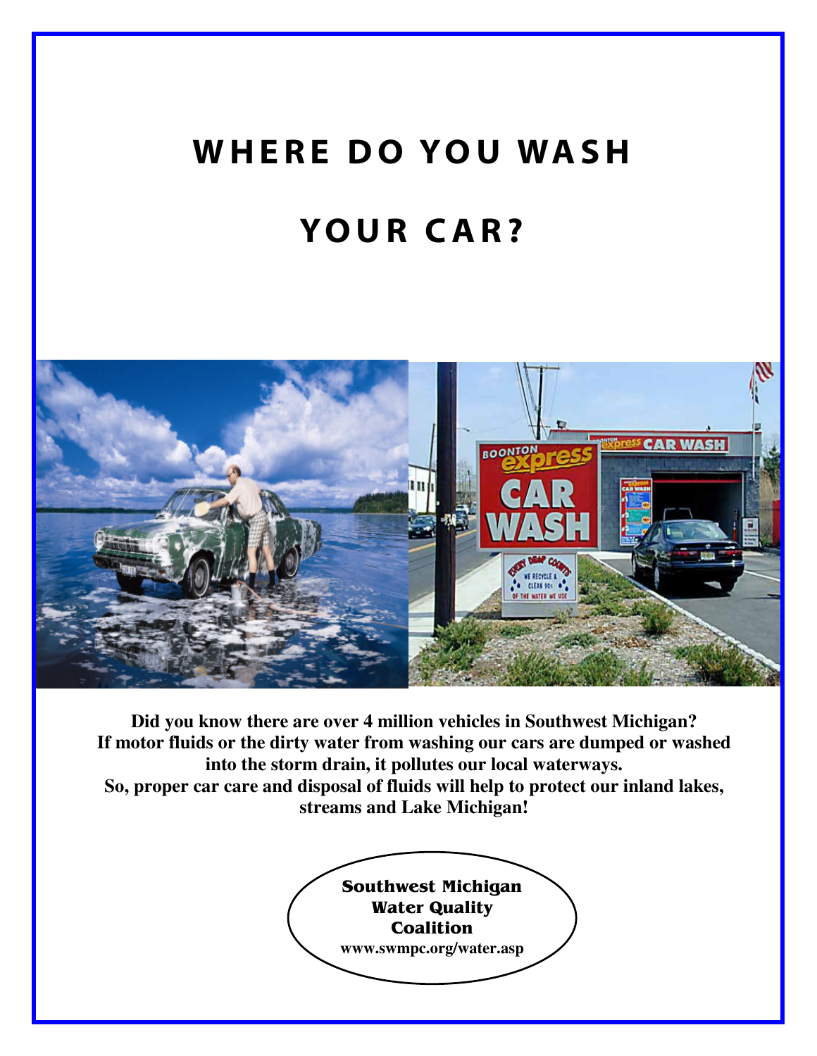# WHERE DO YOU WASH YOUR CAR?

**Did you know there are over 4 million vehicles in Southwest Michigan? If motor fluids or the dirty water from washing our cars are dumped or washed into the storm drain, it pollutes our local waterways. So, proper car care and disposal of fluids will help to protect our inland lakes, streams and Lake Michigan!**

**Southwest Michigan Water Quality Coalition**
**www.swmpc.org/water.asp**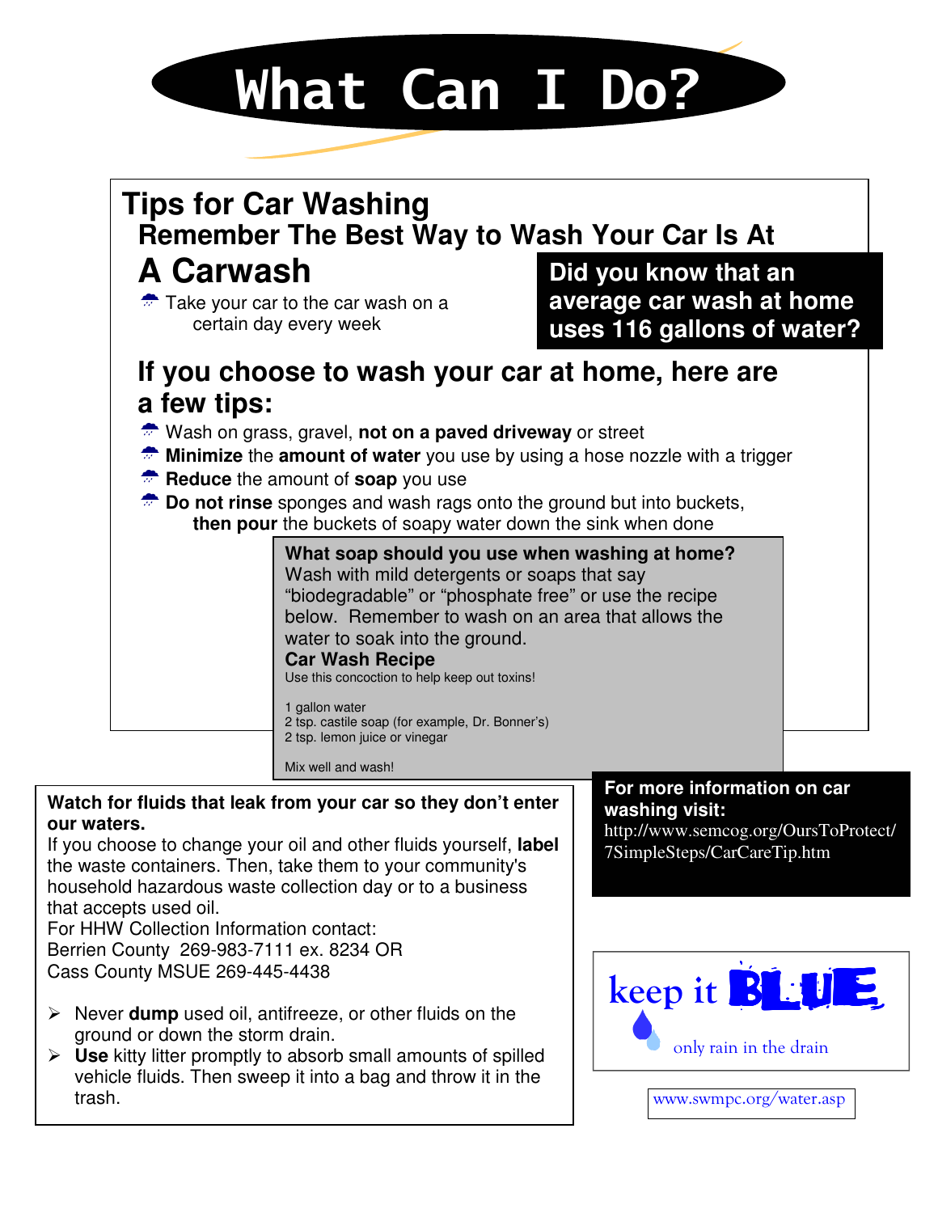# What Can I Do?

## Tips for Car Washing

### Remember The Best Way to Wash Your Car Is At A Carwash

- Take your car to the car wash on a certain day every week

**Did you know that an average car wash at home uses 116 gallons of water?**

### If you choose to wash your car at home, here are a few tips:

- Wash on grass, gravel, **not on a paved driveway** or street
- **Minimize** the **amount of water** you use by using a hose nozzle with a trigger
- **Reduce** the amount of **soap** you use
- **Do not rinse** sponges and wash rags onto the ground but into buckets, **then pour** the buckets of soapy water down the sink when done

**What soap should you use when washing at home?**
Wash with mild detergents or soaps that say "biodegradable" or "phosphate free" or use the recipe below. Remember to wash on an area that allows the water to soak into the ground.

**Car Wash Recipe**
Use this concoction to help keep out toxins!

1 gallon water
2 tsp. castile soap (for example, Dr. Bonner's)
2 tsp. lemon juice or vinegar

Mix well and wash!

**Watch for fluids that leak from your car so they don't enter our waters.**
If you choose to change your oil and other fluids yourself, **label** the waste containers. Then, take them to your community's household hazardous waste collection day or to a business that accepts used oil.
For HHW Collection Information contact:
Berrien County 269-983-7111 ex. 8234 OR
Cass County MSUE 269-445-4438

- Never **dump** used oil, antifreeze, or other fluids on the ground or down the storm drain.
- **Use** kitty litter promptly to absorb small amounts of spilled vehicle fluids. Then sweep it into a bag and throw it in the trash.

**For more information on car washing visit:**
http://www.semcog.org/OursToProtect/7SimpleSteps/CarCareTip.htm

keep it BLUE
only rain in the drain

www.swmpc.org/water.asp